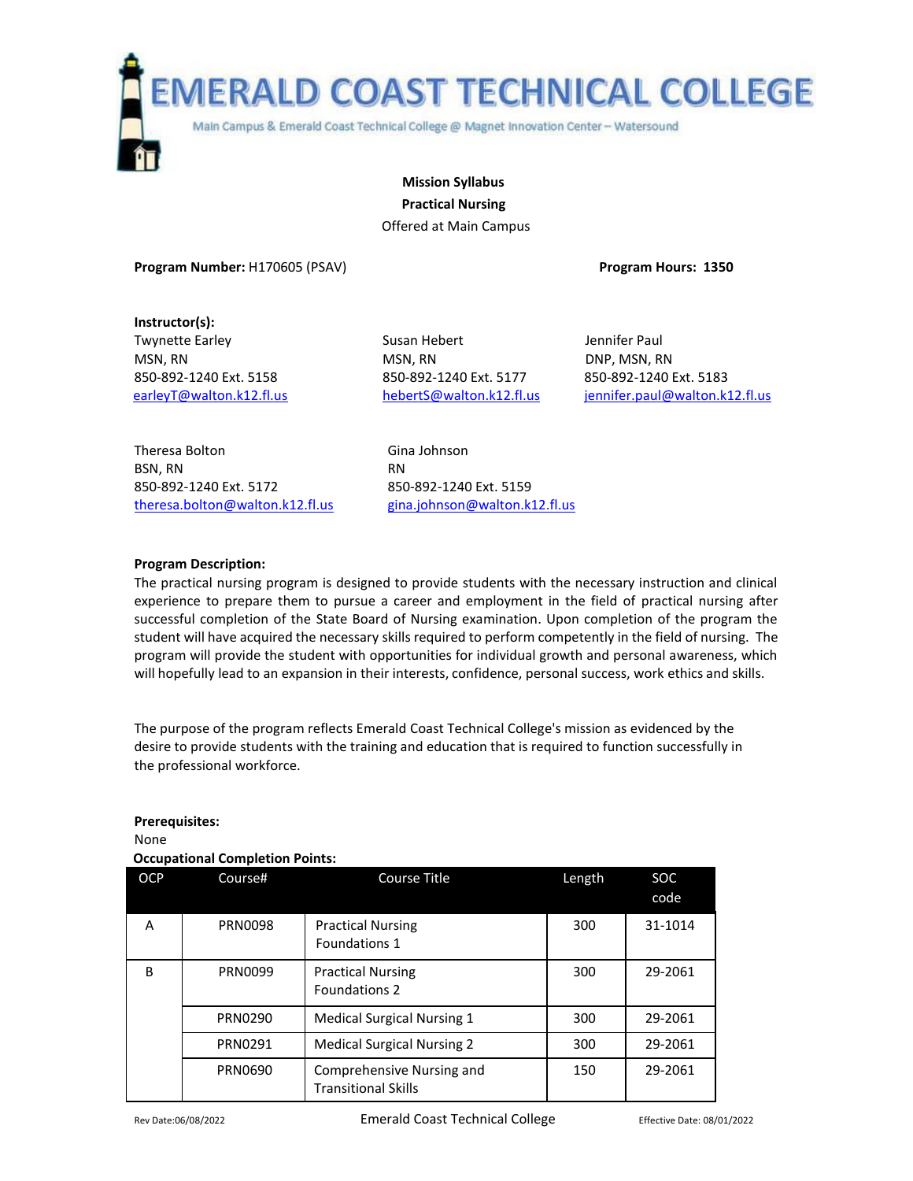# EMERALD COAST TECHNICAL COLLEGE

Main Campus & Emerald Coast Technical College @ Magnet Innovation Center – Watersound

**Mission Syllabus**

**Practical Nursing**

Offered at Main Campus

**Program Number:** H170605 (PSAV) **Program Hours: 1350**

**Instructor(s):**

Twynette Earley
MSN, RN
850-892-1240 Ext. 5158
earleyT@walton.k12.fl.us

Susan Hebert
MSN, RN
850-892-1240 Ext. 5177
hebertS@walton.k12.fl.us

Jennifer Paul
DNP, MSN, RN
850-892-1240 Ext. 5183
jennifer.paul@walton.k12.fl.us

Theresa Bolton
BSN, RN
850-892-1240 Ext. 5172
theresa.bolton@walton.k12.fl.us

Gina Johnson
RN
850-892-1240 Ext. 5159
gina.johnson@walton.k12.fl.us

**Program Description:**

The practical nursing program is designed to provide students with the necessary instruction and clinical experience to prepare them to pursue a career and employment in the field of practical nursing after successful completion of the State Board of Nursing examination. Upon completion of the program the student will have acquired the necessary skills required to perform competently in the field of nursing. The program will provide the student with opportunities for individual growth and personal awareness, which will hopefully lead to an expansion in their interests, confidence, personal success, work ethics and skills.

The purpose of the program reflects Emerald Coast Technical College's mission as evidenced by the desire to provide students with the training and education that is required to function successfully in the professional workforce.

**Prerequisites:**

None

**Occupational Completion Points:**

| OCP | Course# | Course Title | Length | SOC code |
|---|---|---|---|---|
| A | PRN0098 | Practical Nursing Foundations 1 | 300 | 31-1014 |
| B | PRN0099 | Practical Nursing Foundations 2 | 300 | 29-2061 |
| | PRN0290 | Medical Surgical Nursing 1 | 300 | 29-2061 |
| | PRN0291 | Medical Surgical Nursing 2 | 300 | 29-2061 |
| | PRN0690 | Comprehensive Nursing and Transitional Skills | 150 | 29-2061 |

Rev Date:06/08/2022 Emerald Coast Technical College Effective Date: 08/01/2022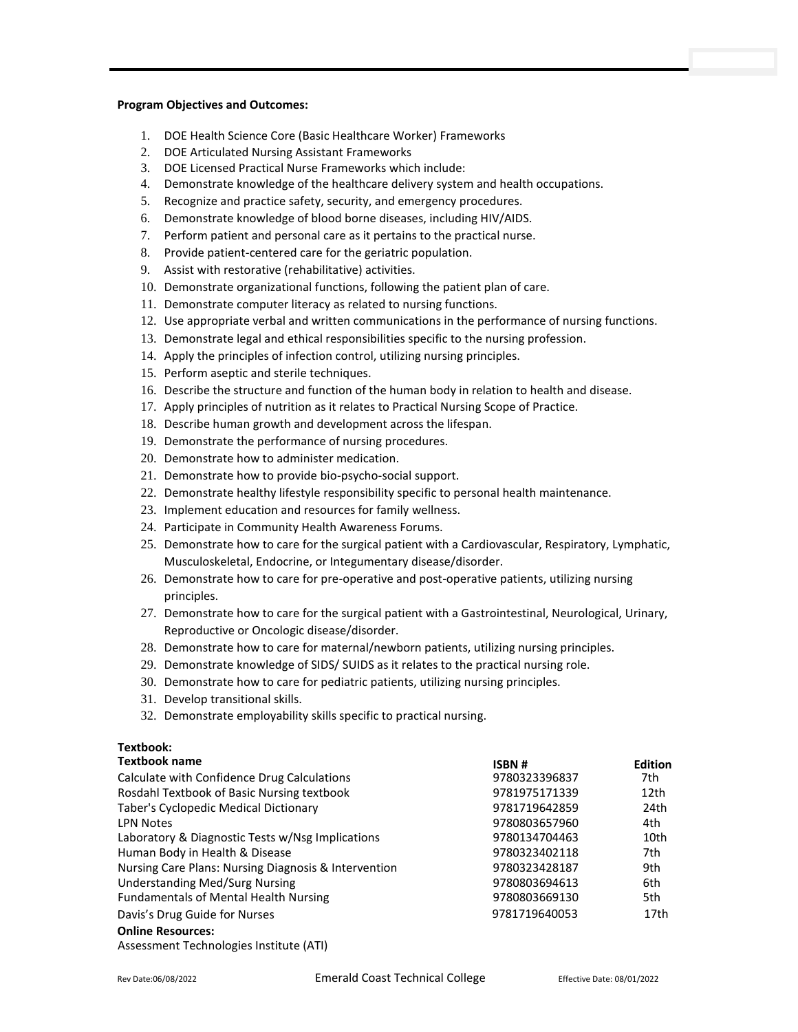**Program Objectives and Outcomes:**

1. DOE Health Science Core (Basic Healthcare Worker) Frameworks
2. DOE Articulated Nursing Assistant Frameworks
3. DOE Licensed Practical Nurse Frameworks which include:
4. Demonstrate knowledge of the healthcare delivery system and health occupations.
5. Recognize and practice safety, security, and emergency procedures.
6. Demonstrate knowledge of blood borne diseases, including HIV/AIDS.
7. Perform patient and personal care as it pertains to the practical nurse.
8. Provide patient-centered care for the geriatric population.
9. Assist with restorative (rehabilitative) activities.
10. Demonstrate organizational functions, following the patient plan of care.
11. Demonstrate computer literacy as related to nursing functions.
12. Use appropriate verbal and written communications in the performance of nursing functions.
13. Demonstrate legal and ethical responsibilities specific to the nursing profession.
14. Apply the principles of infection control, utilizing nursing principles.
15. Perform aseptic and sterile techniques.
16. Describe the structure and function of the human body in relation to health and disease.
17. Apply principles of nutrition as it relates to Practical Nursing Scope of Practice.
18. Describe human growth and development across the lifespan.
19. Demonstrate the performance of nursing procedures.
20. Demonstrate how to administer medication.
21. Demonstrate how to provide bio-psycho-social support.
22. Demonstrate healthy lifestyle responsibility specific to personal health maintenance.
23. Implement education and resources for family wellness.
24. Participate in Community Health Awareness Forums.
25. Demonstrate how to care for the surgical patient with a Cardiovascular, Respiratory, Lymphatic, Musculoskeletal, Endocrine, or Integumentary disease/disorder.
26. Demonstrate how to care for pre-operative and post-operative patients, utilizing nursing principles.
27. Demonstrate how to care for the surgical patient with a Gastrointestinal, Neurological, Urinary, Reproductive or Oncologic disease/disorder.
28. Demonstrate how to care for maternal/newborn patients, utilizing nursing principles.
29. Demonstrate knowledge of SIDS/ SUIDS as it relates to the practical nursing role.
30. Demonstrate how to care for pediatric patients, utilizing nursing principles.
31. Develop transitional skills.
32. Demonstrate employability skills specific to practical nursing.

**Textbook:**

| Textbook name | ISBN # | Edition |
|---|---|---|
| Calculate with Confidence Drug Calculations | 9780323396837 | 7th |
| Rosdahl Textbook of Basic Nursing textbook | 9781975171339 | 12th |
| Taber's Cyclopedic Medical Dictionary | 9781719642859 | 24th |
| LPN Notes | 9780803657960 | 4th |
| Laboratory & Diagnostic Tests w/Nsg Implications | 9780134704463 | 10th |
| Human Body in Health & Disease | 9780323402118 | 7th |
| Nursing Care Plans: Nursing Diagnosis & Intervention | 9780323428187 | 9th |
| Understanding Med/Surg Nursing | 9780803694613 | 6th |
| Fundamentals of Mental Health Nursing | 9780803669130 | 5th |
| Davis's Drug Guide for Nurses | 9781719640053 | 17th |

**Online Resources:**

Assessment Technologies Institute (ATI)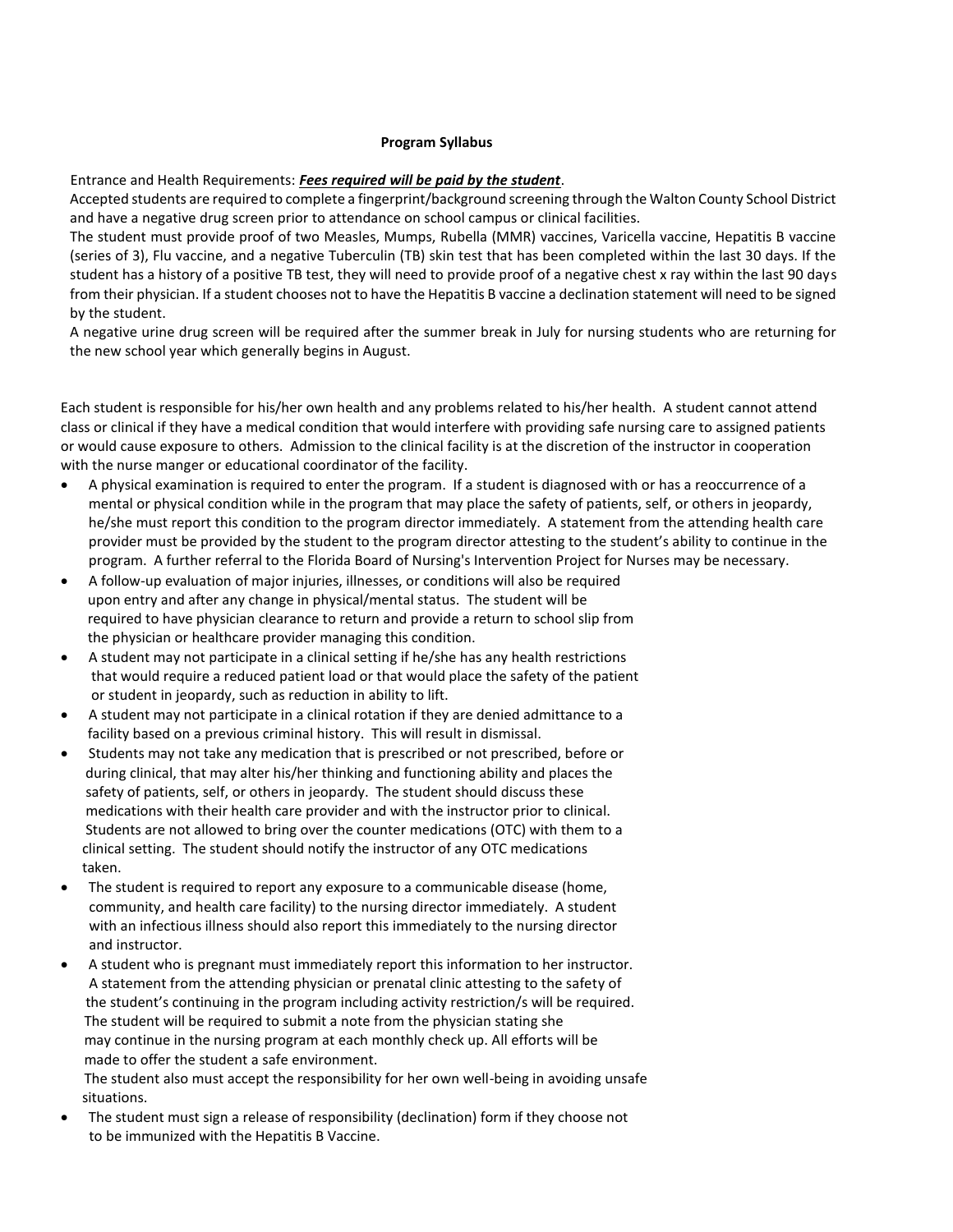**Program Syllabus**

Entrance and Health Requirements: ***Fees required will be paid by the student***.

Accepted students are required to complete a fingerprint/background screening through the Walton County School District and have a negative drug screen prior to attendance on school campus or clinical facilities.

The student must provide proof of two Measles, Mumps, Rubella (MMR) vaccines, Varicella vaccine, Hepatitis B vaccine (series of 3), Flu vaccine, and a negative Tuberculin (TB) skin test that has been completed within the last 30 days. If the student has a history of a positive TB test, they will need to provide proof of a negative chest x ray within the last 90 days from their physician. If a student chooses not to have the Hepatitis B vaccine a declination statement will need to be signed by the student.

A negative urine drug screen will be required after the summer break in July for nursing students who are returning for the new school year which generally begins in August.

Each student is responsible for his/her own health and any problems related to his/her health. A student cannot attend class or clinical if they have a medical condition that would interfere with providing safe nursing care to assigned patients or would cause exposure to others. Admission to the clinical facility is at the discretion of the instructor in cooperation with the nurse manger or educational coordinator of the facility.

- A physical examination is required to enter the program. If a student is diagnosed with or has a reoccurrence of a mental or physical condition while in the program that may place the safety of patients, self, or others in jeopardy, he/she must report this condition to the program director immediately. A statement from the attending health care provider must be provided by the student to the program director attesting to the student's ability to continue in the program. A further referral to the Florida Board of Nursing's Intervention Project for Nurses may be necessary.
- A follow-up evaluation of major injuries, illnesses, or conditions will also be required upon entry and after any change in physical/mental status. The student will be required to have physician clearance to return and provide a return to school slip from the physician or healthcare provider managing this condition.
- A student may not participate in a clinical setting if he/she has any health restrictions that would require a reduced patient load or that would place the safety of the patient or student in jeopardy, such as reduction in ability to lift.
- A student may not participate in a clinical rotation if they are denied admittance to a facility based on a previous criminal history. This will result in dismissal.
- Students may not take any medication that is prescribed or not prescribed, before or during clinical, that may alter his/her thinking and functioning ability and places the safety of patients, self, or others in jeopardy. The student should discuss these medications with their health care provider and with the instructor prior to clinical. Students are not allowed to bring over the counter medications (OTC) with them to a clinical setting. The student should notify the instructor of any OTC medications taken.
- The student is required to report any exposure to a communicable disease (home, community, and health care facility) to the nursing director immediately. A student with an infectious illness should also report this immediately to the nursing director and instructor.
- A student who is pregnant must immediately report this information to her instructor. A statement from the attending physician or prenatal clinic attesting to the safety of the student's continuing in the program including activity restriction/s will be required. The student will be required to submit a note from the physician stating she may continue in the nursing program at each monthly check up. All efforts will be made to offer the student a safe environment.
  The student also must accept the responsibility for her own well-being in avoiding unsafe situations.
- The student must sign a release of responsibility (declination) form if they choose not to be immunized with the Hepatitis B Vaccine.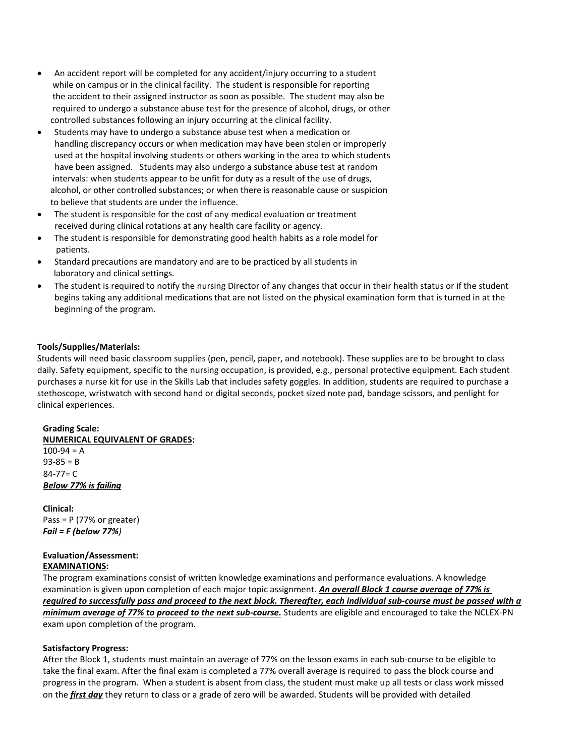- An accident report will be completed for any accident/injury occurring to a student while on campus or in the clinical facility. The student is responsible for reporting the accident to their assigned instructor as soon as possible. The student may also be required to undergo a substance abuse test for the presence of alcohol, drugs, or other controlled substances following an injury occurring at the clinical facility.
- Students may have to undergo a substance abuse test when a medication or handling discrepancy occurs or when medication may have been stolen or improperly used at the hospital involving students or others working in the area to which students have been assigned. Students may also undergo a substance abuse test at random intervals: when students appear to be unfit for duty as a result of the use of drugs, alcohol, or other controlled substances; or when there is reasonable cause or suspicion to believe that students are under the influence.
- The student is responsible for the cost of any medical evaluation or treatment received during clinical rotations at any health care facility or agency.
- The student is responsible for demonstrating good health habits as a role model for patients.
- Standard precautions are mandatory and are to be practiced by all students in laboratory and clinical settings.
- The student is required to notify the nursing Director of any changes that occur in their health status or if the student begins taking any additional medications that are not listed on the physical examination form that is turned in at the beginning of the program.

**Tools/Supplies/Materials:**
Students will need basic classroom supplies (pen, pencil, paper, and notebook). These supplies are to be brought to class daily. Safety equipment, specific to the nursing occupation, is provided, e.g., personal protective equipment. Each student purchases a nurse kit for use in the Skills Lab that includes safety goggles. In addition, students are required to purchase a stethoscope, wristwatch with second hand or digital seconds, pocket sized note pad, bandage scissors, and penlight for clinical experiences.

**Grading Scale:**
**<u>NUMERICAL EQUIVALENT OF GRADES</u>:**
100-94 = A
93-85 = B
84-77= C
***<u>Below 77% is failing</u>***

**Clinical:**
Pass = P (77% or greater)
***<u>Fail = F (below 77%</u>***)

**Evaluation/Assessment:**
**<u>EXAMINATIONS</u>:**
The program examinations consist of written knowledge examinations and performance evaluations. A knowledge examination is given upon completion of each major topic assignment. ***<u>An overall Block 1 course average of 77% is required to successfully pass and proceed to the next block. Thereafter, each individual sub-course must be passed with a minimum average of 77% to proceed to the next sub-course.</u>*** Students are eligible and encouraged to take the NCLEX-PN exam upon completion of the program.

**Satisfactory Progress:**
After the Block 1, students must maintain an average of 77% on the lesson exams in each sub-course to be eligible to take the final exam. After the final exam is completed a 77% overall average is required to pass the block course and progress in the program. When a student is absent from class, the student must make up all tests or class work missed on the ***<u>first day</u>*** they return to class or a grade of zero will be awarded. Students will be provided with detailed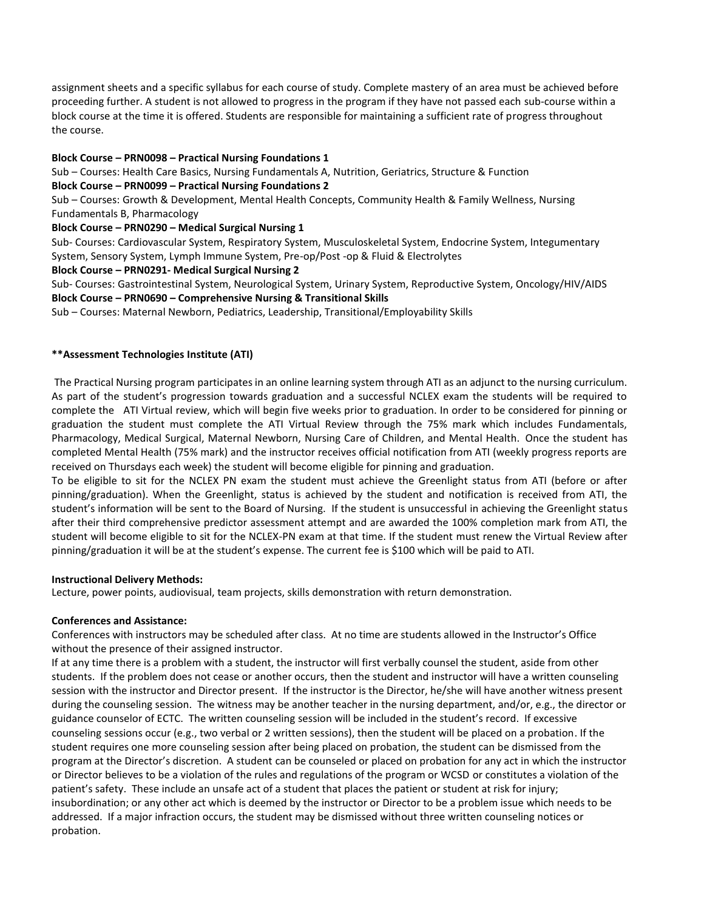assignment sheets and a specific syllabus for each course of study. Complete mastery of an area must be achieved before proceeding further. A student is not allowed to progress in the program if they have not passed each sub-course within a block course at the time it is offered. Students are responsible for maintaining a sufficient rate of progress throughout the course.

**Block Course – PRN0098 – Practical Nursing Foundations 1**

Sub – Courses: Health Care Basics, Nursing Fundamentals A, Nutrition, Geriatrics, Structure & Function

**Block Course – PRN0099 – Practical Nursing Foundations 2**

Sub – Courses: Growth & Development, Mental Health Concepts, Community Health & Family Wellness, Nursing Fundamentals B, Pharmacology

**Block Course – PRN0290 – Medical Surgical Nursing 1**

Sub- Courses: Cardiovascular System, Respiratory System, Musculoskeletal System, Endocrine System, Integumentary System, Sensory System, Lymph Immune System, Pre-op/Post -op & Fluid & Electrolytes

**Block Course – PRN0291- Medical Surgical Nursing 2**

Sub- Courses: Gastrointestinal System, Neurological System, Urinary System, Reproductive System, Oncology/HIV/AIDS

**Block Course – PRN0690 – Comprehensive Nursing & Transitional Skills**

Sub – Courses: Maternal Newborn, Pediatrics, Leadership, Transitional/Employability Skills

**\*\*Assessment Technologies Institute (ATI)**

The Practical Nursing program participates in an online learning system through ATI as an adjunct to the nursing curriculum. As part of the student's progression towards graduation and a successful NCLEX exam the students will be required to complete the ATI Virtual review, which will begin five weeks prior to graduation. In order to be considered for pinning or graduation the student must complete the ATI Virtual Review through the 75% mark which includes Fundamentals, Pharmacology, Medical Surgical, Maternal Newborn, Nursing Care of Children, and Mental Health. Once the student has completed Mental Health (75% mark) and the instructor receives official notification from ATI (weekly progress reports are received on Thursdays each week) the student will become eligible for pinning and graduation.

To be eligible to sit for the NCLEX PN exam the student must achieve the Greenlight status from ATI (before or after pinning/graduation). When the Greenlight, status is achieved by the student and notification is received from ATI, the student's information will be sent to the Board of Nursing. If the student is unsuccessful in achieving the Greenlight status after their third comprehensive predictor assessment attempt and are awarded the 100% completion mark from ATI, the student will become eligible to sit for the NCLEX-PN exam at that time. If the student must renew the Virtual Review after pinning/graduation it will be at the student's expense. The current fee is $100 which will be paid to ATI.

**Instructional Delivery Methods:**

Lecture, power points, audiovisual, team projects, skills demonstration with return demonstration.

**Conferences and Assistance:**

Conferences with instructors may be scheduled after class. At no time are students allowed in the Instructor's Office without the presence of their assigned instructor.

If at any time there is a problem with a student, the instructor will first verbally counsel the student, aside from other students. If the problem does not cease or another occurs, then the student and instructor will have a written counseling session with the instructor and Director present. If the instructor is the Director, he/she will have another witness present during the counseling session. The witness may be another teacher in the nursing department, and/or, e.g., the director or guidance counselor of ECTC. The written counseling session will be included in the student's record. If excessive counseling sessions occur (e.g., two verbal or 2 written sessions), then the student will be placed on a probation. If the student requires one more counseling session after being placed on probation, the student can be dismissed from the program at the Director's discretion. A student can be counseled or placed on probation for any act in which the instructor or Director believes to be a violation of the rules and regulations of the program or WCSD or constitutes a violation of the patient's safety. These include an unsafe act of a student that places the patient or student at risk for injury; insubordination; or any other act which is deemed by the instructor or Director to be a problem issue which needs to be addressed. If a major infraction occurs, the student may be dismissed without three written counseling notices or probation.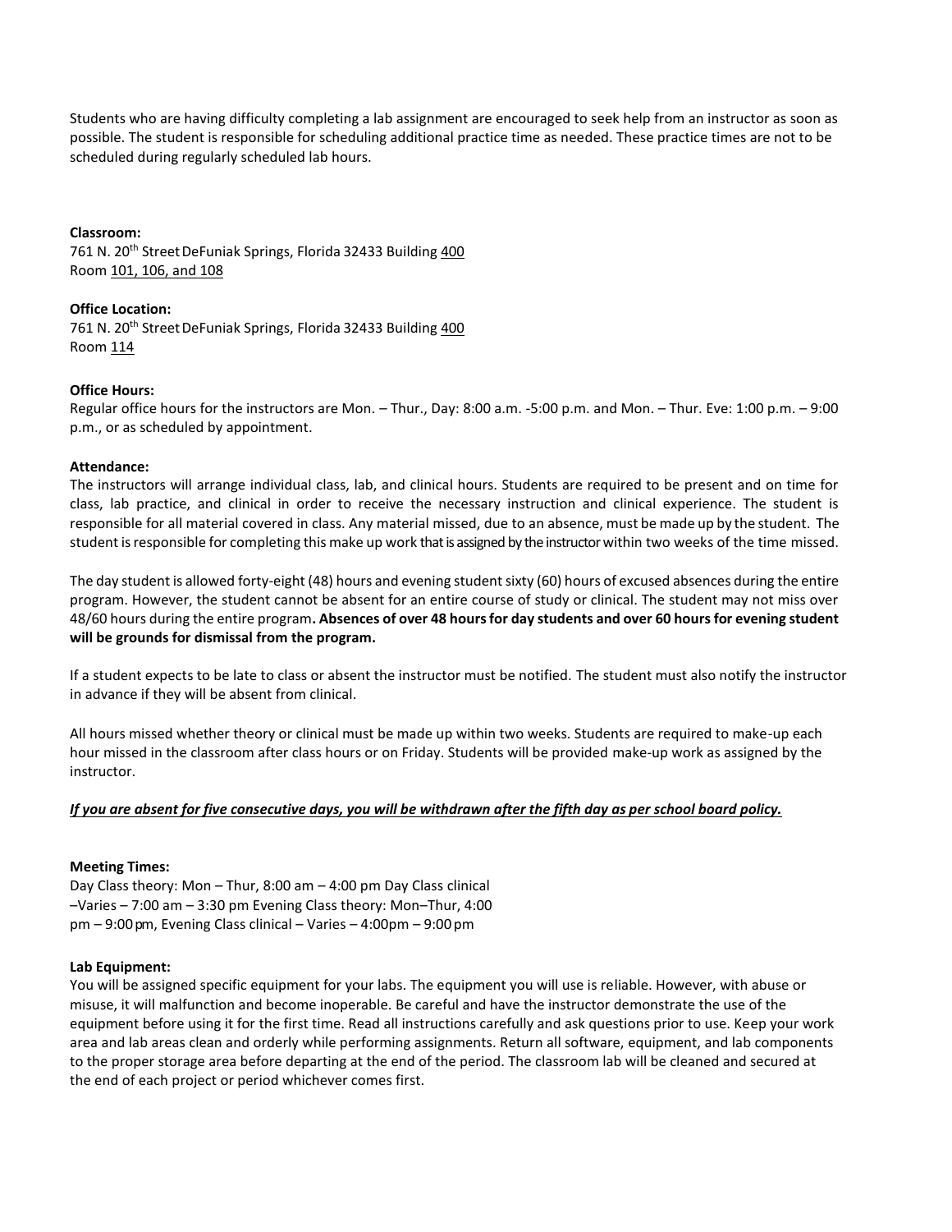Students who are having difficulty completing a lab assignment are encouraged to seek help from an instructor as soon as possible. The student is responsible for scheduling additional practice time as needed. These practice times are not to be scheduled during regularly scheduled lab hours.

**Classroom:**
761 N. 20th Street DeFuniak Springs, Florida 32433 Building 400
Room 101, 106, and 108

**Office Location:**
761 N. 20th Street DeFuniak Springs, Florida 32433 Building 400
Room 114

**Office Hours:**
Regular office hours for the instructors are Mon. – Thur., Day: 8:00 a.m. -5:00 p.m. and Mon. – Thur. Eve: 1:00 p.m. – 9:00 p.m., or as scheduled by appointment.

**Attendance:**
The instructors will arrange individual class, lab, and clinical hours. Students are required to be present and on time for class, lab practice, and clinical in order to receive the necessary instruction and clinical experience. The student is responsible for all material covered in class. Any material missed, due to an absence, must be made up by the student. The student is responsible for completing this make up work that is assigned by the instructor within two weeks of the time missed.

The day student is allowed forty-eight (48) hours and evening student sixty (60) hours of excused absences during the entire program. However, the student cannot be absent for an entire course of study or clinical. The student may not miss over 48/60 hours during the entire program**. Absences of over 48 hours for day students and over 60 hours for evening student will be grounds for dismissal from the program.**

If a student expects to be late to class or absent the instructor must be notified. The student must also notify the instructor in advance if they will be absent from clinical.

All hours missed whether theory or clinical must be made up within two weeks. Students are required to make-up each hour missed in the classroom after class hours or on Friday. Students will be provided make-up work as assigned by the instructor.

***If you are absent for five consecutive days, you will be withdrawn after the fifth day as per school board policy.***

**Meeting Times:**
Day Class theory: Mon – Thur, 8:00 am – 4:00 pm Day Class clinical –Varies – 7:00 am – 3:30 pm Evening Class theory: Mon–Thur, 4:00 pm – 9:00 pm, Evening Class clinical – Varies – 4:00pm – 9:00 pm

**Lab Equipment:**
You will be assigned specific equipment for your labs. The equipment you will use is reliable. However, with abuse or misuse, it will malfunction and become inoperable. Be careful and have the instructor demonstrate the use of the equipment before using it for the first time. Read all instructions carefully and ask questions prior to use. Keep your work area and lab areas clean and orderly while performing assignments. Return all software, equipment, and lab components to the proper storage area before departing at the end of the period. The classroom lab will be cleaned and secured at the end of each project or period whichever comes first.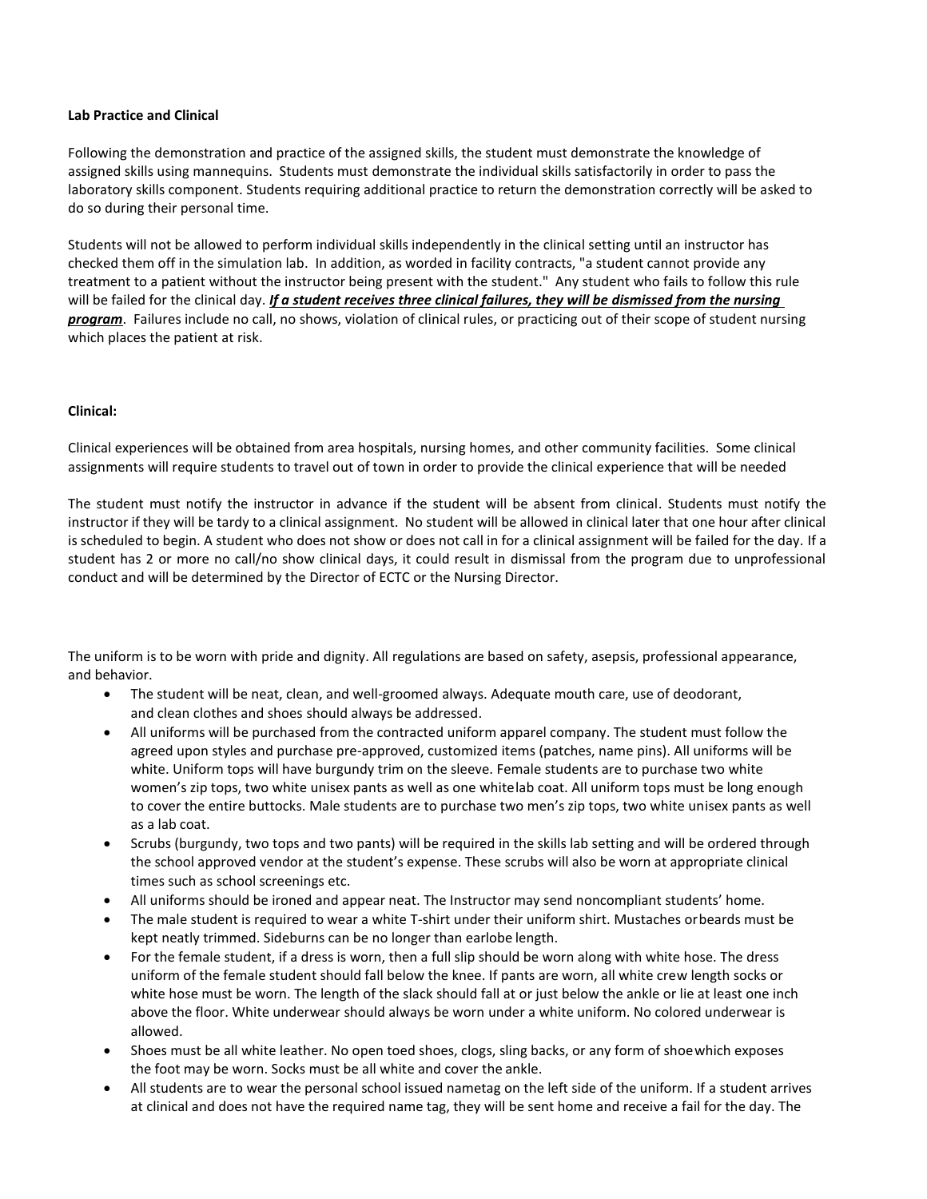**Lab Practice and Clinical**

Following the demonstration and practice of the assigned skills, the student must demonstrate the knowledge of assigned skills using mannequins. Students must demonstrate the individual skills satisfactorily in order to pass the laboratory skills component. Students requiring additional practice to return the demonstration correctly will be asked to do so during their personal time.

Students will not be allowed to perform individual skills independently in the clinical setting until an instructor has checked them off in the simulation lab. In addition, as worded in facility contracts, "a student cannot provide any treatment to a patient without the instructor being present with the student." Any student who fails to follow this rule will be failed for the clinical day. ***If a student receives three clinical failures, they will be dismissed from the nursing program***. Failures include no call, no shows, violation of clinical rules, or practicing out of their scope of student nursing which places the patient at risk.

**Clinical:**

Clinical experiences will be obtained from area hospitals, nursing homes, and other community facilities. Some clinical assignments will require students to travel out of town in order to provide the clinical experience that will be needed

The student must notify the instructor in advance if the student will be absent from clinical. Students must notify the instructor if they will be tardy to a clinical assignment. No student will be allowed in clinical later that one hour after clinical is scheduled to begin. A student who does not show or does not call in for a clinical assignment will be failed for the day. If a student has 2 or more no call/no show clinical days, it could result in dismissal from the program due to unprofessional conduct and will be determined by the Director of ECTC or the Nursing Director.

The uniform is to be worn with pride and dignity. All regulations are based on safety, asepsis, professional appearance, and behavior.

- The student will be neat, clean, and well-groomed always. Adequate mouth care, use of deodorant, and clean clothes and shoes should always be addressed.
- All uniforms will be purchased from the contracted uniform apparel company. The student must follow the agreed upon styles and purchase pre-approved, customized items (patches, name pins). All uniforms will be white. Uniform tops will have burgundy trim on the sleeve. Female students are to purchase two white women's zip tops, two white unisex pants as well as one white lab coat. All uniform tops must be long enough to cover the entire buttocks. Male students are to purchase two men's zip tops, two white unisex pants as well as a lab coat.
- Scrubs (burgundy, two tops and two pants) will be required in the skills lab setting and will be ordered through the school approved vendor at the student's expense. These scrubs will also be worn at appropriate clinical times such as school screenings etc.
- All uniforms should be ironed and appear neat. The Instructor may send noncompliant students' home.
- The male student is required to wear a white T-shirt under their uniform shirt. Mustaches or beards must be kept neatly trimmed. Sideburns can be no longer than earlobe length.
- For the female student, if a dress is worn, then a full slip should be worn along with white hose. The dress uniform of the female student should fall below the knee. If pants are worn, all white crew length socks or white hose must be worn. The length of the slack should fall at or just below the ankle or lie at least one inch above the floor. White underwear should always be worn under a white uniform. No colored underwear is allowed.
- Shoes must be all white leather. No open toed shoes, clogs, sling backs, or any form of shoe which exposes the foot may be worn. Socks must be all white and cover the ankle.
- All students are to wear the personal school issued nametag on the left side of the uniform. If a student arrives at clinical and does not have the required name tag, they will be sent home and receive a fail for the day. The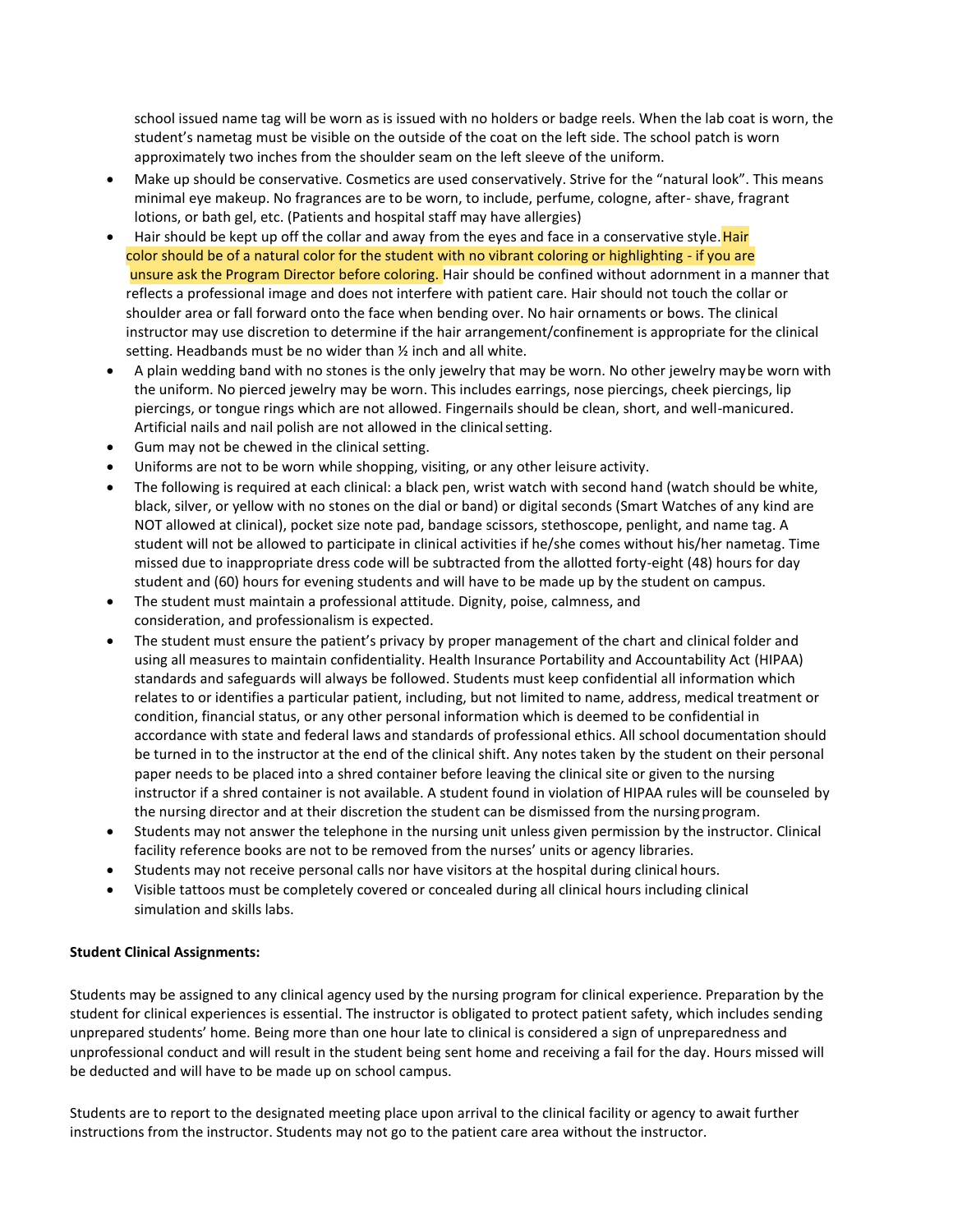school issued name tag will be worn as is issued with no holders or badge reels. When the lab coat is worn, the student's nametag must be visible on the outside of the coat on the left side. The school patch is worn approximately two inches from the shoulder seam on the left sleeve of the uniform.

- Make up should be conservative. Cosmetics are used conservatively. Strive for the "natural look". This means minimal eye makeup. No fragrances are to be worn, to include, perfume, cologne, after- shave, fragrant lotions, or bath gel, etc. (Patients and hospital staff may have allergies)
- Hair should be kept up off the collar and away from the eyes and face in a conservative style. Hair color should be of a natural color for the student with no vibrant coloring or highlighting - if you are unsure ask the Program Director before coloring. Hair should be confined without adornment in a manner that reflects a professional image and does not interfere with patient care. Hair should not touch the collar or shoulder area or fall forward onto the face when bending over. No hair ornaments or bows. The clinical instructor may use discretion to determine if the hair arrangement/confinement is appropriate for the clinical setting. Headbands must be no wider than ½ inch and all white.
- A plain wedding band with no stones is the only jewelry that may be worn. No other jewelry may be worn with the uniform. No pierced jewelry may be worn. This includes earrings, nose piercings, cheek piercings, lip piercings, or tongue rings which are not allowed. Fingernails should be clean, short, and well-manicured. Artificial nails and nail polish are not allowed in the clinical setting.
- Gum may not be chewed in the clinical setting.
- Uniforms are not to be worn while shopping, visiting, or any other leisure activity.
- The following is required at each clinical: a black pen, wrist watch with second hand (watch should be white, black, silver, or yellow with no stones on the dial or band) or digital seconds (Smart Watches of any kind are NOT allowed at clinical), pocket size note pad, bandage scissors, stethoscope, penlight, and name tag. A student will not be allowed to participate in clinical activities if he/she comes without his/her nametag. Time missed due to inappropriate dress code will be subtracted from the allotted forty-eight (48) hours for day student and (60) hours for evening students and will have to be made up by the student on campus.
- The student must maintain a professional attitude. Dignity, poise, calmness, and consideration, and professionalism is expected.
- The student must ensure the patient's privacy by proper management of the chart and clinical folder and using all measures to maintain confidentiality. Health Insurance Portability and Accountability Act (HIPAA) standards and safeguards will always be followed. Students must keep confidential all information which relates to or identifies a particular patient, including, but not limited to name, address, medical treatment or condition, financial status, or any other personal information which is deemed to be confidential in accordance with state and federal laws and standards of professional ethics. All school documentation should be turned in to the instructor at the end of the clinical shift. Any notes taken by the student on their personal paper needs to be placed into a shred container before leaving the clinical site or given to the nursing instructor if a shred container is not available. A student found in violation of HIPAA rules will be counseled by the nursing director and at their discretion the student can be dismissed from the nursing program.
- Students may not answer the telephone in the nursing unit unless given permission by the instructor. Clinical facility reference books are not to be removed from the nurses' units or agency libraries.
- Students may not receive personal calls nor have visitors at the hospital during clinical hours.
- Visible tattoos must be completely covered or concealed during all clinical hours including clinical simulation and skills labs.

**Student Clinical Assignments:**

Students may be assigned to any clinical agency used by the nursing program for clinical experience. Preparation by the student for clinical experiences is essential. The instructor is obligated to protect patient safety, which includes sending unprepared students' home. Being more than one hour late to clinical is considered a sign of unpreparedness and unprofessional conduct and will result in the student being sent home and receiving a fail for the day. Hours missed will be deducted and will have to be made up on school campus.

Students are to report to the designated meeting place upon arrival to the clinical facility or agency to await further instructions from the instructor. Students may not go to the patient care area without the instructor.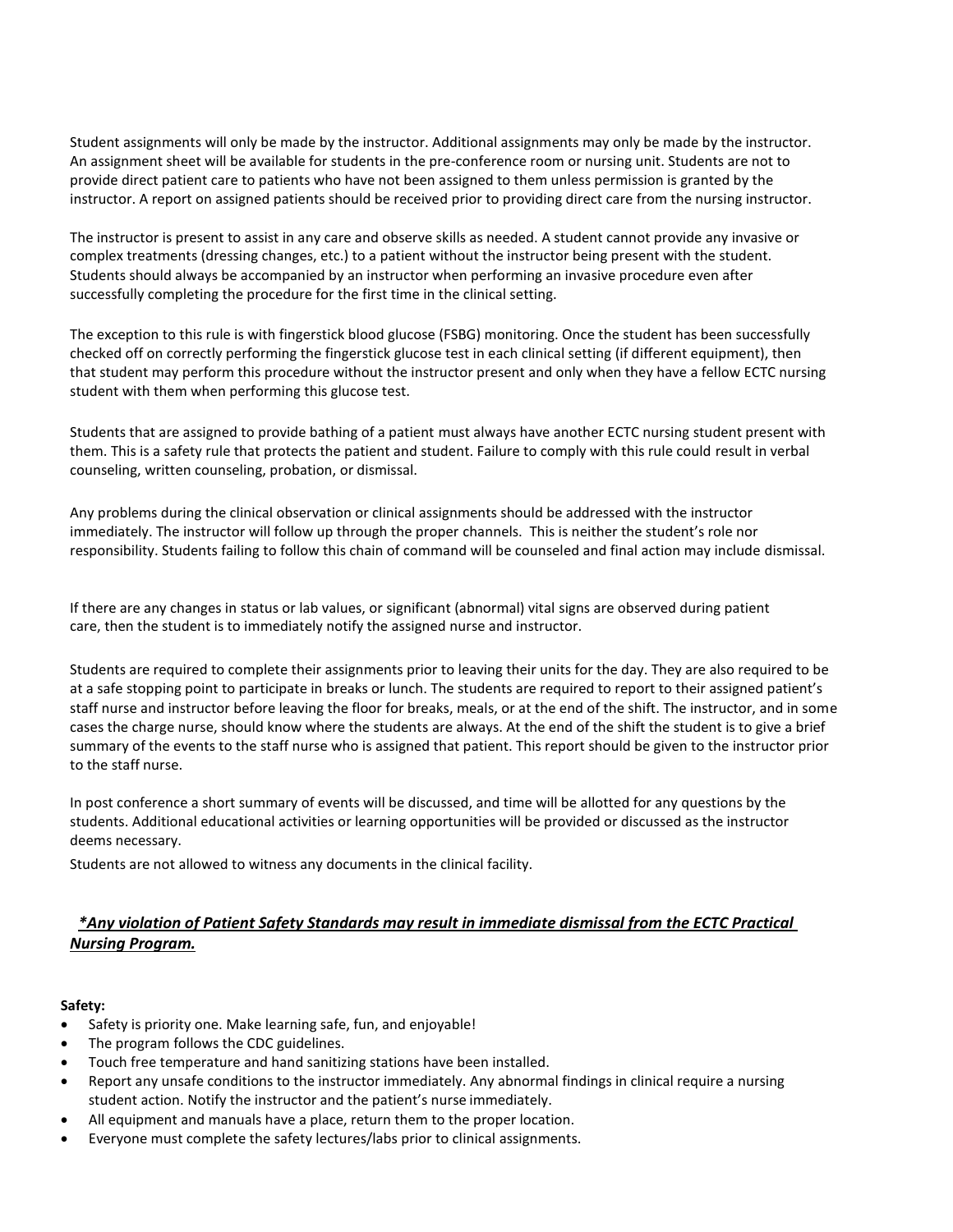Student assignments will only be made by the instructor. Additional assignments may only be made by the instructor. An assignment sheet will be available for students in the pre-conference room or nursing unit. Students are not to provide direct patient care to patients who have not been assigned to them unless permission is granted by the instructor. A report on assigned patients should be received prior to providing direct care from the nursing instructor.

The instructor is present to assist in any care and observe skills as needed. A student cannot provide any invasive or complex treatments (dressing changes, etc.) to a patient without the instructor being present with the student. Students should always be accompanied by an instructor when performing an invasive procedure even after successfully completing the procedure for the first time in the clinical setting.

The exception to this rule is with fingerstick blood glucose (FSBG) monitoring. Once the student has been successfully checked off on correctly performing the fingerstick glucose test in each clinical setting (if different equipment), then that student may perform this procedure without the instructor present and only when they have a fellow ECTC nursing student with them when performing this glucose test.

Students that are assigned to provide bathing of a patient must always have another ECTC nursing student present with them. This is a safety rule that protects the patient and student. Failure to comply with this rule could result in verbal counseling, written counseling, probation, or dismissal.

Any problems during the clinical observation or clinical assignments should be addressed with the instructor immediately. The instructor will follow up through the proper channels. This is neither the student's role nor responsibility. Students failing to follow this chain of command will be counseled and final action may include dismissal.

If there are any changes in status or lab values, or significant (abnormal) vital signs are observed during patient care, then the student is to immediately notify the assigned nurse and instructor.

Students are required to complete their assignments prior to leaving their units for the day. They are also required to be at a safe stopping point to participate in breaks or lunch. The students are required to report to their assigned patient's staff nurse and instructor before leaving the floor for breaks, meals, or at the end of the shift. The instructor, and in some cases the charge nurse, should know where the students are always. At the end of the shift the student is to give a brief summary of the events to the staff nurse who is assigned that patient. This report should be given to the instructor prior to the staff nurse.

In post conference a short summary of events will be discussed, and time will be allotted for any questions by the students. Additional educational activities or learning opportunities will be provided or discussed as the instructor deems necessary.

Students are not allowed to witness any documents in the clinical facility.

***Any violation of Patient Safety Standards may result in immediate dismissal from the ECTC Practical Nursing Program.***

**Safety:**

- Safety is priority one. Make learning safe, fun, and enjoyable!
- The program follows the CDC guidelines.
- Touch free temperature and hand sanitizing stations have been installed.
- Report any unsafe conditions to the instructor immediately. Any abnormal findings in clinical require a nursing student action. Notify the instructor and the patient's nurse immediately.
- All equipment and manuals have a place, return them to the proper location.
- Everyone must complete the safety lectures/labs prior to clinical assignments.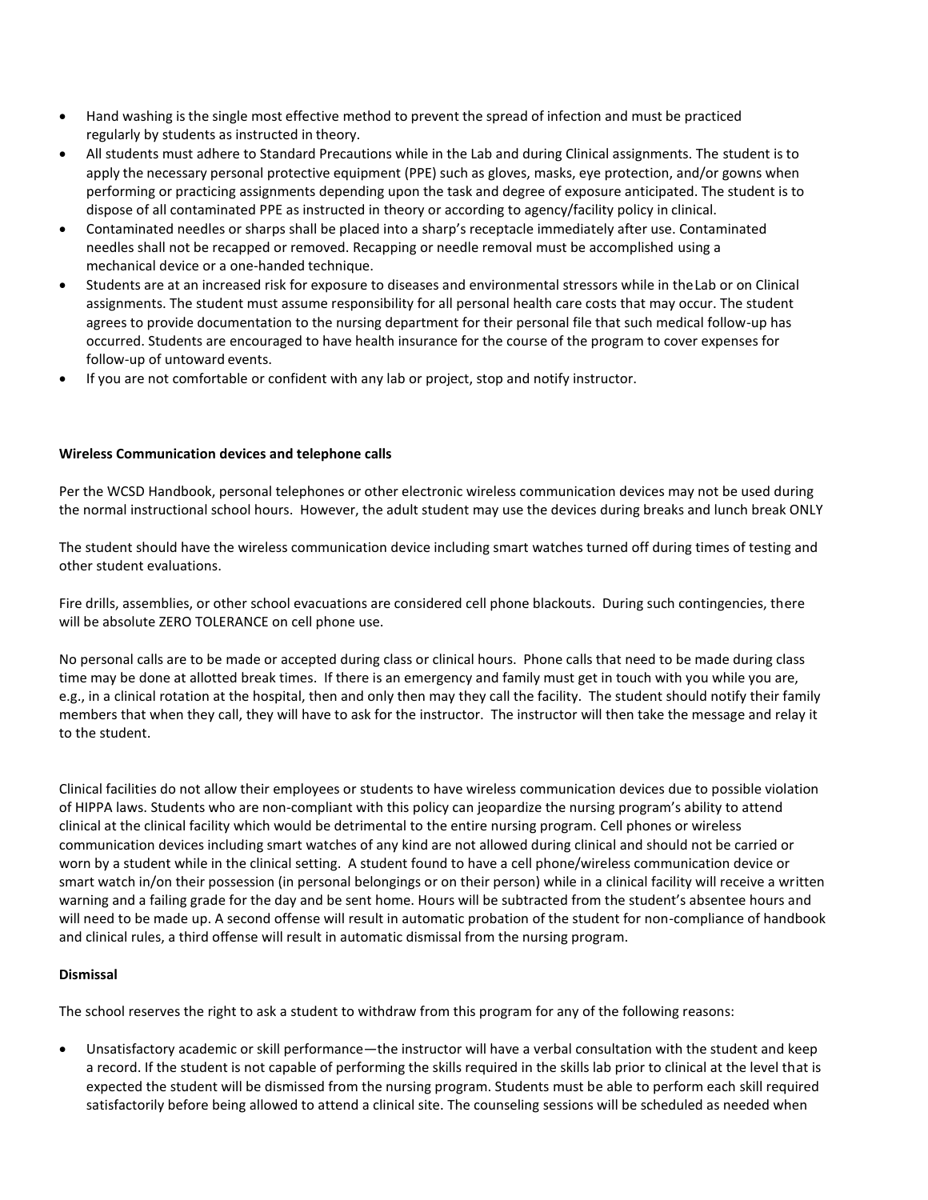- Hand washing is the single most effective method to prevent the spread of infection and must be practiced regularly by students as instructed in theory.
- All students must adhere to Standard Precautions while in the Lab and during Clinical assignments. The student is to apply the necessary personal protective equipment (PPE) such as gloves, masks, eye protection, and/or gowns when performing or practicing assignments depending upon the task and degree of exposure anticipated. The student is to dispose of all contaminated PPE as instructed in theory or according to agency/facility policy in clinical.
- Contaminated needles or sharps shall be placed into a sharp's receptacle immediately after use. Contaminated needles shall not be recapped or removed. Recapping or needle removal must be accomplished using a mechanical device or a one-handed technique.
- Students are at an increased risk for exposure to diseases and environmental stressors while in the Lab or on Clinical assignments. The student must assume responsibility for all personal health care costs that may occur. The student agrees to provide documentation to the nursing department for their personal file that such medical follow-up has occurred. Students are encouraged to have health insurance for the course of the program to cover expenses for follow-up of untoward events.
- If you are not comfortable or confident with any lab or project, stop and notify instructor.

**Wireless Communication devices and telephone calls**

Per the WCSD Handbook, personal telephones or other electronic wireless communication devices may not be used during the normal instructional school hours. However, the adult student may use the devices during breaks and lunch break ONLY

The student should have the wireless communication device including smart watches turned off during times of testing and other student evaluations.

Fire drills, assemblies, or other school evacuations are considered cell phone blackouts. During such contingencies, there will be absolute ZERO TOLERANCE on cell phone use.

No personal calls are to be made or accepted during class or clinical hours. Phone calls that need to be made during class time may be done at allotted break times. If there is an emergency and family must get in touch with you while you are, e.g., in a clinical rotation at the hospital, then and only then may they call the facility. The student should notify their family members that when they call, they will have to ask for the instructor. The instructor will then take the message and relay it to the student.

Clinical facilities do not allow their employees or students to have wireless communication devices due to possible violation of HIPPA laws. Students who are non-compliant with this policy can jeopardize the nursing program's ability to attend clinical at the clinical facility which would be detrimental to the entire nursing program. Cell phones or wireless communication devices including smart watches of any kind are not allowed during clinical and should not be carried or worn by a student while in the clinical setting. A student found to have a cell phone/wireless communication device or smart watch in/on their possession (in personal belongings or on their person) while in a clinical facility will receive a written warning and a failing grade for the day and be sent home. Hours will be subtracted from the student's absentee hours and will need to be made up. A second offense will result in automatic probation of the student for non-compliance of handbook and clinical rules, a third offense will result in automatic dismissal from the nursing program.

**Dismissal**

The school reserves the right to ask a student to withdraw from this program for any of the following reasons:

- Unsatisfactory academic or skill performance—the instructor will have a verbal consultation with the student and keep a record. If the student is not capable of performing the skills required in the skills lab prior to clinical at the level that is expected the student will be dismissed from the nursing program. Students must be able to perform each skill required satisfactorily before being allowed to attend a clinical site. The counseling sessions will be scheduled as needed when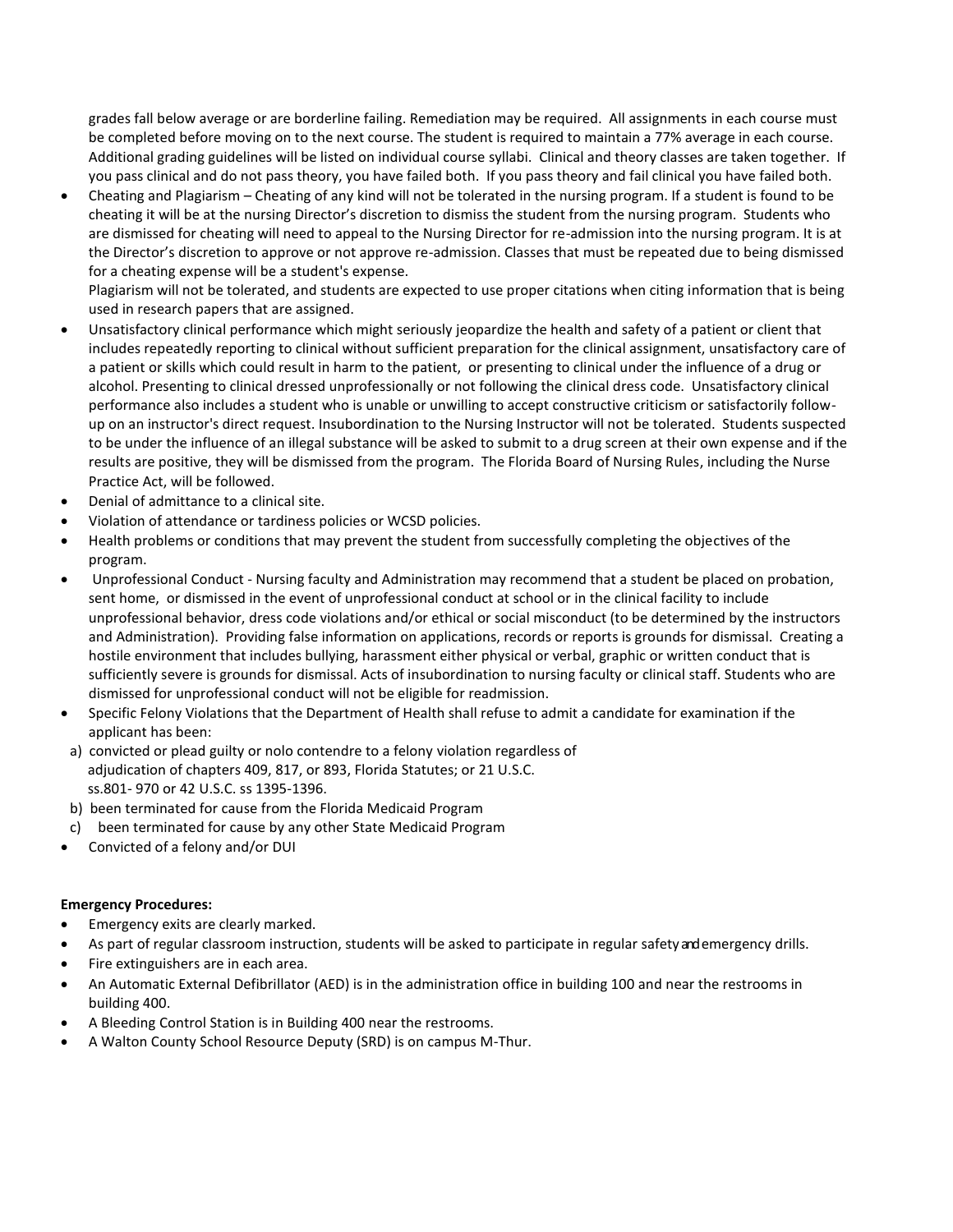grades fall below average or are borderline failing. Remediation may be required. All assignments in each course must be completed before moving on to the next course. The student is required to maintain a 77% average in each course. Additional grading guidelines will be listed on individual course syllabi. Clinical and theory classes are taken together. If you pass clinical and do not pass theory, you have failed both. If you pass theory and fail clinical you have failed both.

- Cheating and Plagiarism – Cheating of any kind will not be tolerated in the nursing program. If a student is found to be cheating it will be at the nursing Director's discretion to dismiss the student from the nursing program. Students who are dismissed for cheating will need to appeal to the Nursing Director for re-admission into the nursing program. It is at the Director's discretion to approve or not approve re-admission. Classes that must be repeated due to being dismissed for a cheating expense will be a student's expense.
  Plagiarism will not be tolerated, and students are expected to use proper citations when citing information that is being used in research papers that are assigned.
- Unsatisfactory clinical performance which might seriously jeopardize the health and safety of a patient or client that includes repeatedly reporting to clinical without sufficient preparation for the clinical assignment, unsatisfactory care of a patient or skills which could result in harm to the patient, or presenting to clinical under the influence of a drug or alcohol. Presenting to clinical dressed unprofessionally or not following the clinical dress code. Unsatisfactory clinical performance also includes a student who is unable or unwilling to accept constructive criticism or satisfactorily follow-up on an instructor's direct request. Insubordination to the Nursing Instructor will not be tolerated. Students suspected to be under the influence of an illegal substance will be asked to submit to a drug screen at their own expense and if the results are positive, they will be dismissed from the program. The Florida Board of Nursing Rules, including the Nurse Practice Act, will be followed.
- Denial of admittance to a clinical site.
- Violation of attendance or tardiness policies or WCSD policies.
- Health problems or conditions that may prevent the student from successfully completing the objectives of the program.
- Unprofessional Conduct - Nursing faculty and Administration may recommend that a student be placed on probation, sent home, or dismissed in the event of unprofessional conduct at school or in the clinical facility to include unprofessional behavior, dress code violations and/or ethical or social misconduct (to be determined by the instructors and Administration). Providing false information on applications, records or reports is grounds for dismissal. Creating a hostile environment that includes bullying, harassment either physical or verbal, graphic or written conduct that is sufficiently severe is grounds for dismissal. Acts of insubordination to nursing faculty or clinical staff. Students who are dismissed for unprofessional conduct will not be eligible for readmission.
- Specific Felony Violations that the Department of Health shall refuse to admit a candidate for examination if the applicant has been:
  a) convicted or plead guilty or nolo contendre to a felony violation regardless of adjudication of chapters 409, 817, or 893, Florida Statutes; or 21 U.S.C. ss.801- 970 or 42 U.S.C. ss 1395-1396.
  b) been terminated for cause from the Florida Medicaid Program
  c) been terminated for cause by any other State Medicaid Program
- Convicted of a felony and/or DUI

**Emergency Procedures:**

- Emergency exits are clearly marked.
- As part of regular classroom instruction, students will be asked to participate in regular safety and emergency drills.
- Fire extinguishers are in each area.
- An Automatic External Defibrillator (AED) is in the administration office in building 100 and near the restrooms in building 400.
- A Bleeding Control Station is in Building 400 near the restrooms.
- A Walton County School Resource Deputy (SRD) is on campus M-Thur.